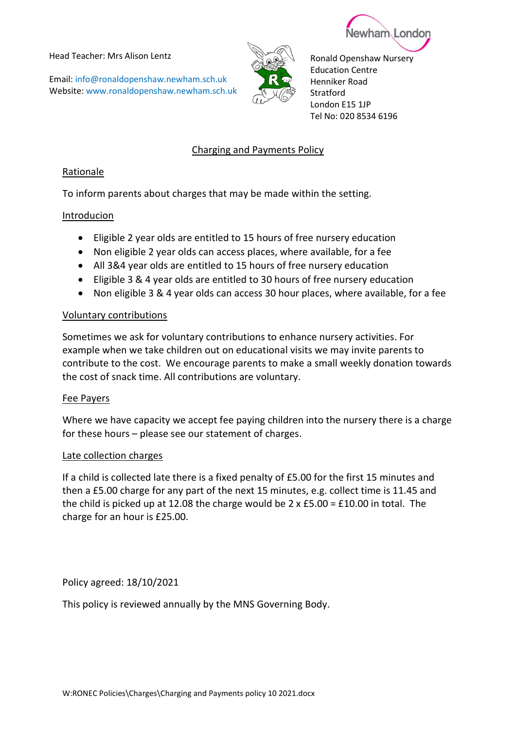Head Teacher: Mrs Alison Lentz

Email: info@ronaldopenshaw.newham.sch.uk
Website: www.ronaldopenshaw.newham.sch.uk

Newham London

Ronald Openshaw Nursery
Education Centre
Henniker Road
Stratford
London E15 1JP
Tel No: 020 8534 6196

# Charging and Payments Policy

## Rationale

To inform parents about charges that may be made within the setting.

## Introducion

- Eligible 2 year olds are entitled to 15 hours of free nursery education
- Non eligible 2 year olds can access places, where available, for a fee
- All 3&4 year olds are entitled to 15 hours of free nursery education
- Eligible 3 & 4 year olds are entitled to 30 hours of free nursery education
- Non eligible 3 & 4 year olds can access 30 hour places, where available, for a fee

## Voluntary contributions

Sometimes we ask for voluntary contributions to enhance nursery activities. For example when we take children out on educational visits we may invite parents to contribute to the cost. We encourage parents to make a small weekly donation towards the cost of snack time. All contributions are voluntary.

## Fee Payers

Where we have capacity we accept fee paying children into the nursery there is a charge for these hours – please see our statement of charges.

## Late collection charges

If a child is collected late there is a fixed penalty of £5.00 for the first 15 minutes and then a £5.00 charge for any part of the next 15 minutes, e.g. collect time is 11.45 and the child is picked up at 12.08 the charge would be 2 x £5.00 = £10.00 in total. The charge for an hour is £25.00.

Policy agreed: 18/10/2021

This policy is reviewed annually by the MNS Governing Body.

W:RONEC Policies\Charges\Charging and Payments policy 10 2021.docx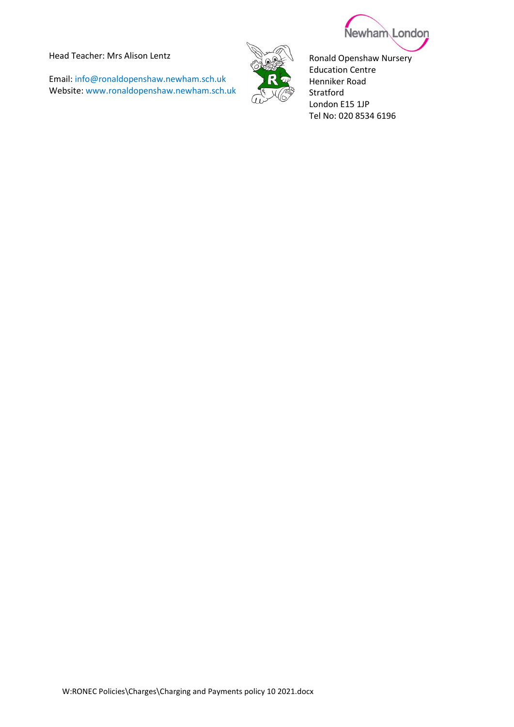Head Teacher: Mrs Alison Lentz

Email: info@ronaldopenshaw.newham.sch.uk
Website: www.ronaldopenshaw.newham.sch.uk

Newham London

Ronald Openshaw Nursery
Education Centre
Henniker Road
Stratford
London E15 1JP
Tel No: 020 8534 6196

W:RONEC Policies\Charges\Charging and Payments policy 10 2021.docx